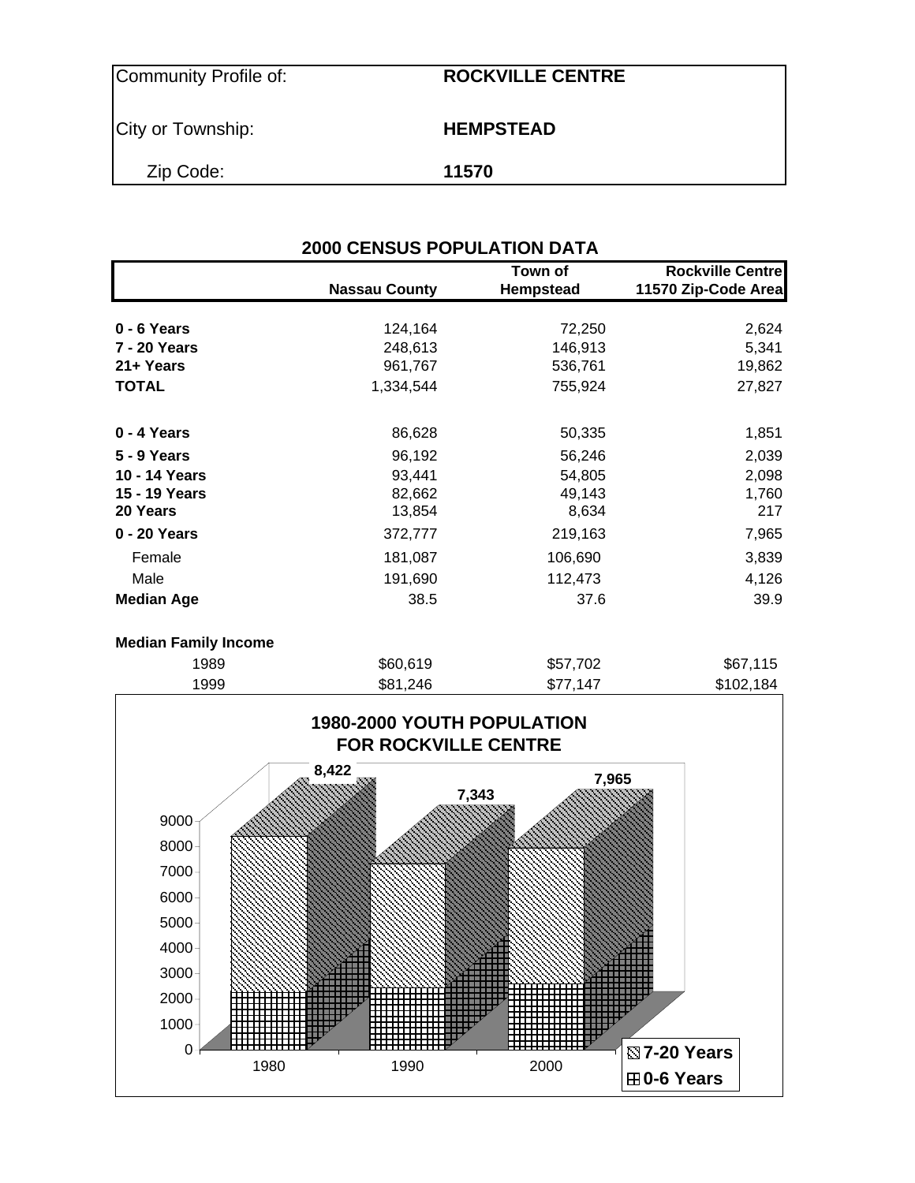| Community Profile of: | ROCKVILLE CENTRE |
| --- | --- |
| City or Township: | HEMPSTEAD |
| Zip Code: | 11570 |

## 2000 CENSUS POPULATION DATA

| | Nassau County | Town of Hempstead | Rockville Centre 11570 Zip-Code Area |
| --- | --- | --- | --- |
| **0 - 6 Years** | 124,164 | 72,250 | 2,624 |
| **7 - 20 Years** | 248,613 | 146,913 | 5,341 |
| **21+ Years** | 961,767 | 536,761 | 19,862 |
| **TOTAL** | 1,334,544 | 755,924 | 27,827 |
| | | | |
| **0 - 4 Years** | 86,628 | 50,335 | 1,851 |
| **5 - 9 Years** | 96,192 | 56,246 | 2,039 |
| **10 - 14 Years** | 93,441 | 54,805 | 2,098 |
| **15 - 19 Years** | 82,662 | 49,143 | 1,760 |
| **20 Years** | 13,854 | 8,634 | 217 |
| **0 - 20 Years** | 372,777 | 219,163 | 7,965 |
| Female | 181,087 | 106,690 | 3,839 |
| Male | 191,690 | 112,473 | 4,126 |
| **Median Age** | 38.5 | 37.6 | 39.9 |
| | | | |
| **Median Family Income** | | | |
| 1989 | $60,619 | $57,702 | $67,115 |
| 1999 | $81,246 | $77,147 | $102,184 |

**1980-2000 YOUTH POPULATION FOR ROCKVILLE CENTRE**

| Year | Total (0-20 Years) |
| --- | --- |
| 1980 | 8,422 |
| 1990 | 7,343 |
| 2000 | 7,965 |

Legend: 7-20 Years; 0-6 Years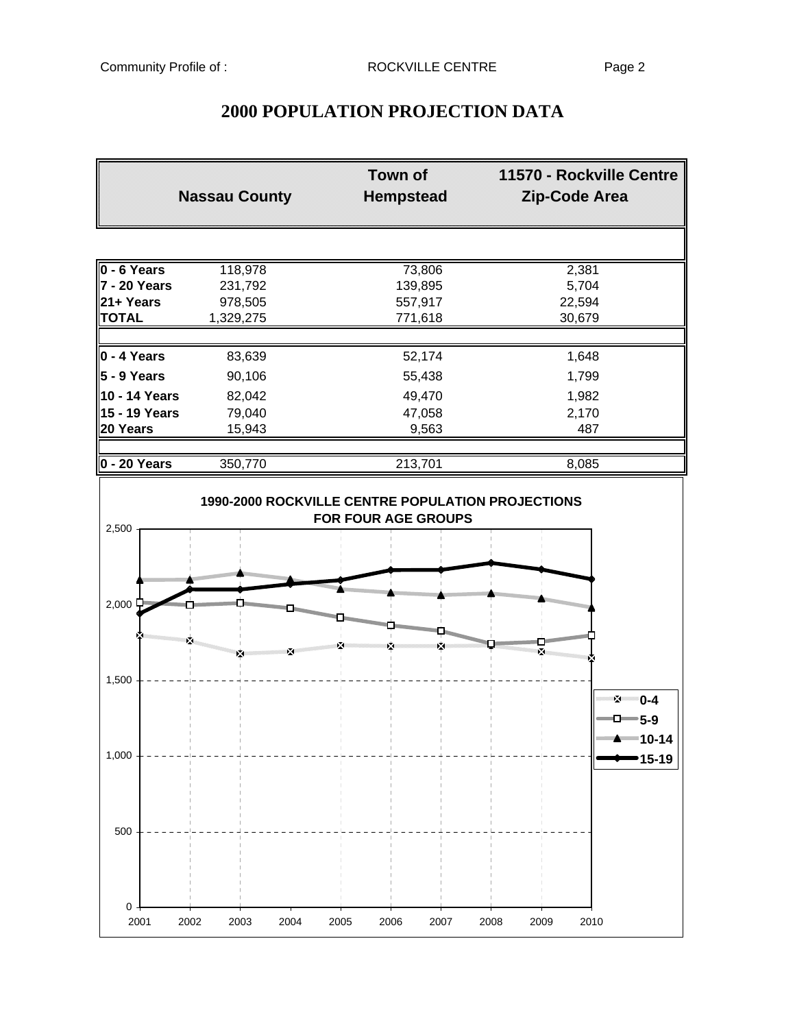# 2000 POPULATION PROJECTION DATA

| | Nassau County | Town of Hempstead | 11570 - Rockville Centre Zip-Code Area |
|---|---|---|---|
| **0 - 6 Years** | 118,978 | 73,806 | 2,381 |
| **7 - 20 Years** | 231,792 | 139,895 | 5,704 |
| **21+ Years** | 978,505 | 557,917 | 22,594 |
| **TOTAL** | 1,329,275 | 771,618 | 30,679 |
| | | | |
| **0 - 4 Years** | 83,639 | 52,174 | 1,648 |
| **5 - 9 Years** | 90,106 | 55,438 | 1,799 |
| **10 - 14 Years** | 82,042 | 49,470 | 1,982 |
| **15 - 19 Years** | 79,040 | 47,058 | 2,170 |
| **20 Years** | 15,943 | 9,563 | 487 |
| | | | |
| **0 - 20 Years** | 350,770 | 213,701 | 8,085 |

**1990-2000 ROCKVILLE CENTRE POPULATION PROJECTIONS FOR FOUR AGE GROUPS**

Legend: 0-4, 5-9, 10-14, 15-19

Y-axis: 0, 500, 1,000, 1,500, 2,000, 2,500

X-axis: 2001, 2002, 2003, 2004, 2005, 2006, 2007, 2008, 2009, 2010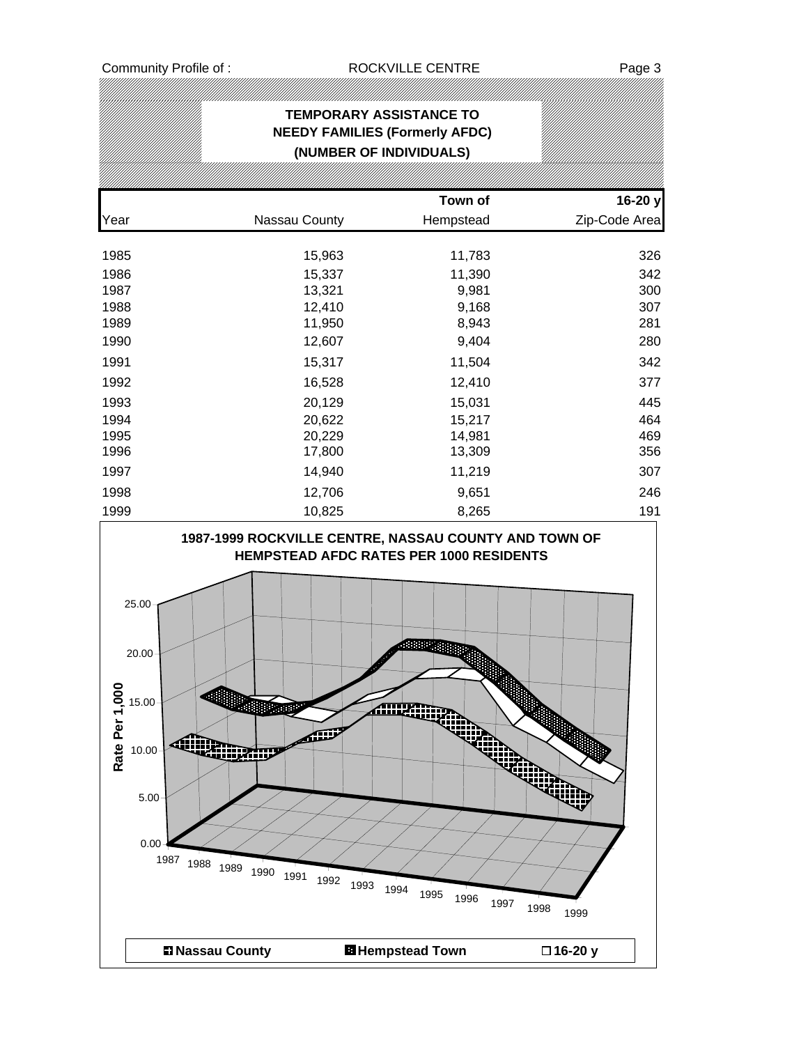# TEMPORARY ASSISTANCE TO NEEDY FAMILIES (Formerly AFDC) (NUMBER OF INDIVIDUALS)

| Year | Nassau County | Town of Hempstead | 16-20 y Zip-Code Area |
|---|---|---|---|
| 1985 | 15,963 | 11,783 | 326 |
| 1986 | 15,337 | 11,390 | 342 |
| 1987 | 13,321 | 9,981 | 300 |
| 1988 | 12,410 | 9,168 | 307 |
| 1989 | 11,950 | 8,943 | 281 |
| 1990 | 12,607 | 9,404 | 280 |
| 1991 | 15,317 | 11,504 | 342 |
| 1992 | 16,528 | 12,410 | 377 |
| 1993 | 20,129 | 15,031 | 445 |
| 1994 | 20,622 | 15,217 | 464 |
| 1995 | 20,229 | 14,981 | 469 |
| 1996 | 17,800 | 13,309 | 356 |
| 1997 | 14,940 | 11,219 | 307 |
| 1998 | 12,706 | 9,651 | 246 |
| 1999 | 10,825 | 8,265 | 191 |

**1987-1999 ROCKVILLE CENTRE, NASSAU COUNTY AND TOWN OF HEMPSTEAD AFDC RATES PER 1000 RESIDENTS**

Rate Per 1,000: 0.00, 5.00, 10.00, 15.00, 20.00, 25.00

Years: 1987, 1988, 1989, 1990, 1991, 1992, 1993, 1994, 1995, 1996, 1997, 1998, 1999

Legend: Nassau County, Hempstead Town, 16-20 y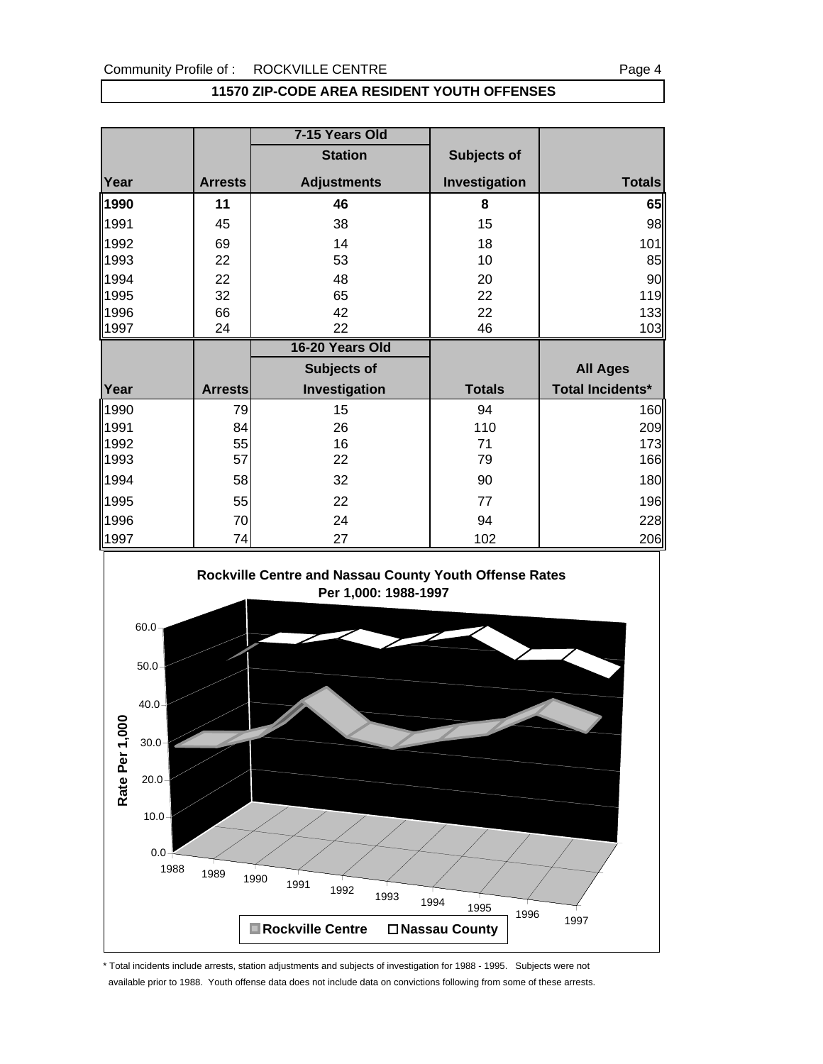## 11570 ZIP-CODE AREA RESIDENT YOUTH OFFENSES

| | | 7-15 Years Old | | |
|---|---|---|---|---|
| | | Station | Subjects of | |
| Year | Arrests | Adjustments | Investigation | Totals |
| **1990** | **11** | **46** | **8** | **65** |
| 1991 | 45 | 38 | 15 | 98 |
| 1992 | 69 | 14 | 18 | 101 |
| 1993 | 22 | 53 | 10 | 85 |
| 1994 | 22 | 48 | 20 | 90 |
| 1995 | 32 | 65 | 22 | 119 |
| 1996 | 66 | 42 | 22 | 133 |
| 1997 | 24 | 22 | 46 | 103 |

| | | 16-20 Years Old | | |
|---|---|---|---|---|
| | | Subjects of | | All Ages |
| Year | Arrests | Investigation | Totals | Total Incidents* |
| 1990 | 79 | 15 | 94 | 160 |
| 1991 | 84 | 26 | 110 | 209 |
| 1992 | 55 | 16 | 71 | 173 |
| 1993 | 57 | 22 | 79 | 166 |
| 1994 | 58 | 32 | 90 | 180 |
| 1995 | 55 | 22 | 77 | 196 |
| 1996 | 70 | 24 | 94 | 228 |
| 1997 | 74 | 27 | 102 | 206 |

**Rockville Centre and Nassau County Youth Offense Rates Per 1,000: 1988-1997**

\* Total incidents include arrests, station adjustments and subjects of investigation for 1988 - 1995. Subjects were not available prior to 1988. Youth offense data does not include data on convictions following from some of these arrests.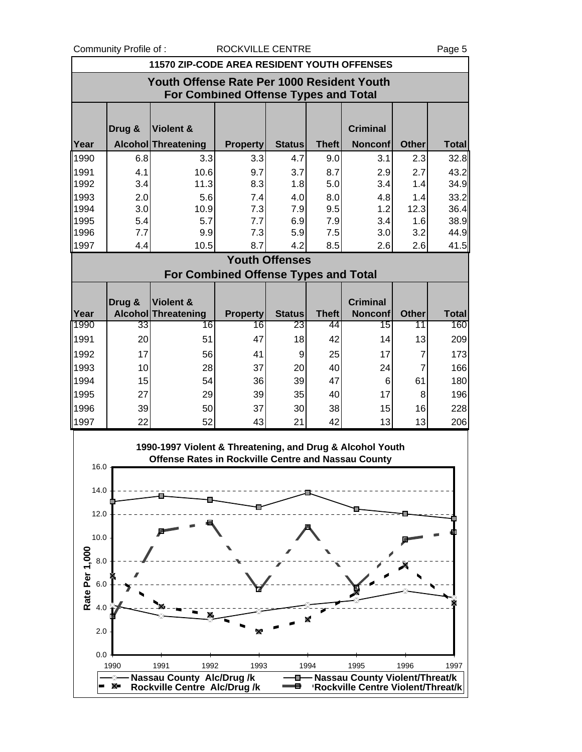## 11570 ZIP-CODE AREA RESIDENT YOUTH OFFENSES

### Youth Offense Rate Per 1000 Resident Youth For Combined Offense Types and Total

| Year | Drug & Alcohol | Violent & Threatening | Property | Status | Theft | Criminal Nonconf | Other | Total |
|---|---|---|---|---|---|---|---|---|
| 1990 | 6.8 | 3.3 | 3.3 | 4.7 | 9.0 | 3.1 | 2.3 | 32.8 |
| 1991 | 4.1 | 10.6 | 9.7 | 3.7 | 8.7 | 2.9 | 2.7 | 43.2 |
| 1992 | 3.4 | 11.3 | 8.3 | 1.8 | 5.0 | 3.4 | 1.4 | 34.9 |
| 1993 | 2.0 | 5.6 | 7.4 | 4.0 | 8.0 | 4.8 | 1.4 | 33.2 |
| 1994 | 3.0 | 10.9 | 7.3 | 7.9 | 9.5 | 1.2 | 12.3 | 36.4 |
| 1995 | 5.4 | 5.7 | 7.7 | 6.9 | 7.9 | 3.4 | 1.6 | 38.9 |
| 1996 | 7.7 | 9.9 | 7.3 | 5.9 | 7.5 | 3.0 | 3.2 | 44.9 |
| 1997 | 4.4 | 10.5 | 8.7 | 4.2 | 8.5 | 2.6 | 2.6 | 41.5 |

### Youth Offenses For Combined Offense Types and Total

| Year | Drug & Alcohol | Violent & Threatening | Property | Status | Theft | Criminal Nonconf | Other | Total |
|---|---|---|---|---|---|---|---|---|
| 1990 | 33 | 16 | 16 | 23 | 44 | 15 | 11 | 160 |
| 1991 | 20 | 51 | 47 | 18 | 42 | 14 | 13 | 209 |
| 1992 | 17 | 56 | 41 | 9 | 25 | 17 | 7 | 173 |
| 1993 | 10 | 28 | 37 | 20 | 40 | 24 | 7 | 166 |
| 1994 | 15 | 54 | 36 | 39 | 47 | 6 | 61 | 180 |
| 1995 | 27 | 29 | 39 | 35 | 40 | 17 | 8 | 196 |
| 1996 | 39 | 50 | 37 | 30 | 38 | 15 | 16 | 228 |
| 1997 | 22 | 52 | 43 | 21 | 42 | 13 | 13 | 206 |

**1990-1997 Violent & Threatening, and Drug & Alcohol Youth Offense Rates in Rockville Centre and Nassau County**

Legend: Nassau County Alc/Drug /k; Rockville Centre Alc/Drug /k; Nassau County Violent/Threat/k; Rockville Centre Violent/Threat/k

Y-axis: Rate Per 1,000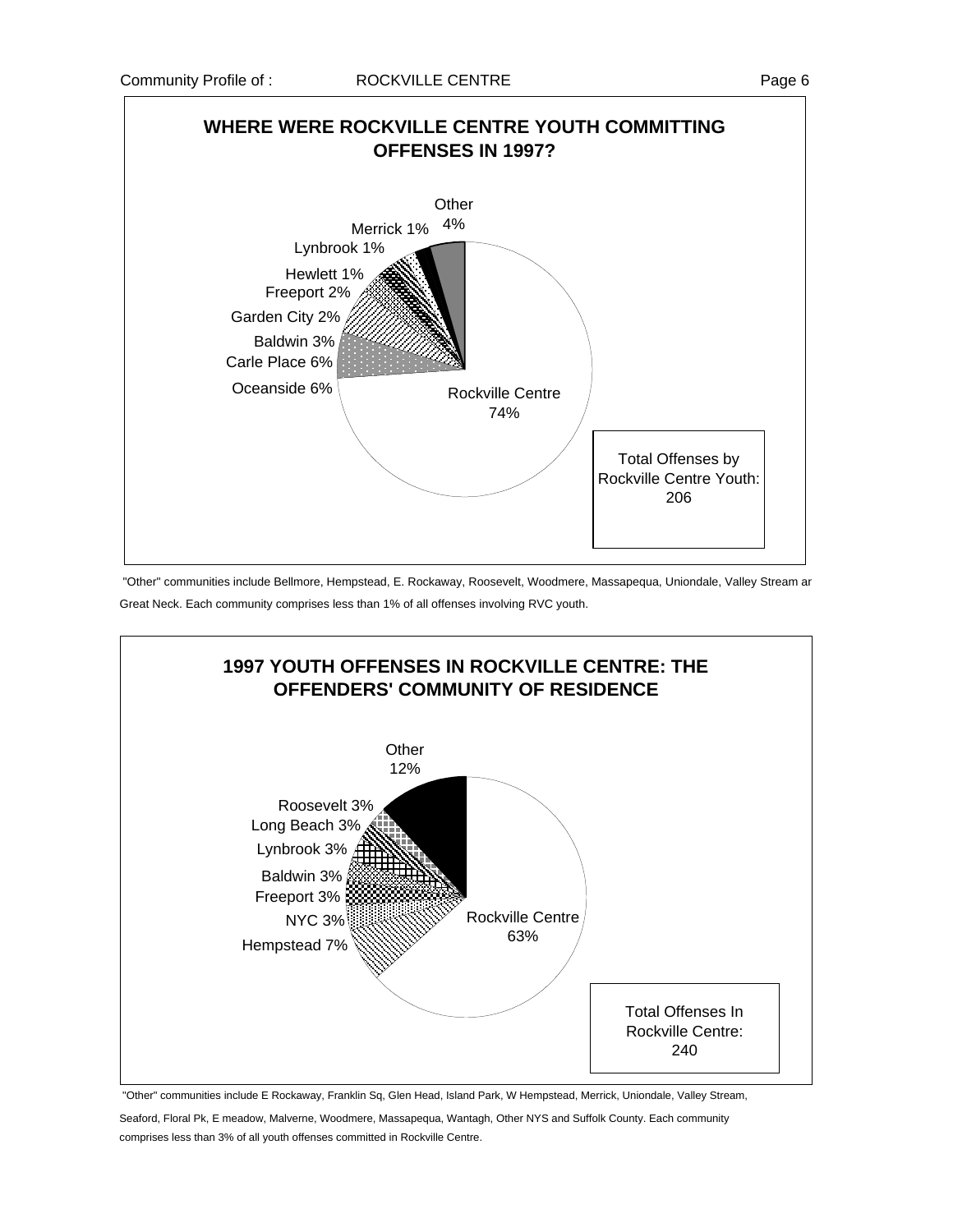## WHERE WERE ROCKVILLE CENTRE YOUTH COMMITTING OFFENSES IN 1997?

| Location | Percent |
|---|---|
| Rockville Centre | 74% |
| Oceanside | 6% |
| Carle Place | 6% |
| Baldwin | 3% |
| Garden City | 2% |
| Freeport | 2% |
| Hewlett | 1% |
| Lynbrook | 1% |
| Merrick | 1% |
| Other | 4% |

Total Offenses by Rockville Centre Youth: 206

"Other" communities include Bellmore, Hempstead, E. Rockaway, Roosevelt, Woodmere, Massapequa, Uniondale, Valley Stream ar Great Neck. Each community comprises less than 1% of all offenses involving RVC youth.

## 1997 YOUTH OFFENSES IN ROCKVILLE CENTRE: THE OFFENDERS' COMMUNITY OF RESIDENCE

| Community of Residence | Percent |
|---|---|
| Rockville Centre | 63% |
| Hempstead | 7% |
| NYC | 3% |
| Freeport | 3% |
| Baldwin | 3% |
| Lynbrook | 3% |
| Long Beach | 3% |
| Roosevelt | 3% |
| Other | 12% |

Total Offenses In Rockville Centre: 240

"Other" communities include E Rockaway, Franklin Sq, Glen Head, Island Park, W Hempstead, Merrick, Uniondale, Valley Stream, Seaford, Floral Pk, E meadow, Malverne, Woodmere, Massapequa, Wantagh, Other NYS and Suffolk County. Each community comprises less than 3% of all youth offenses committed in Rockville Centre.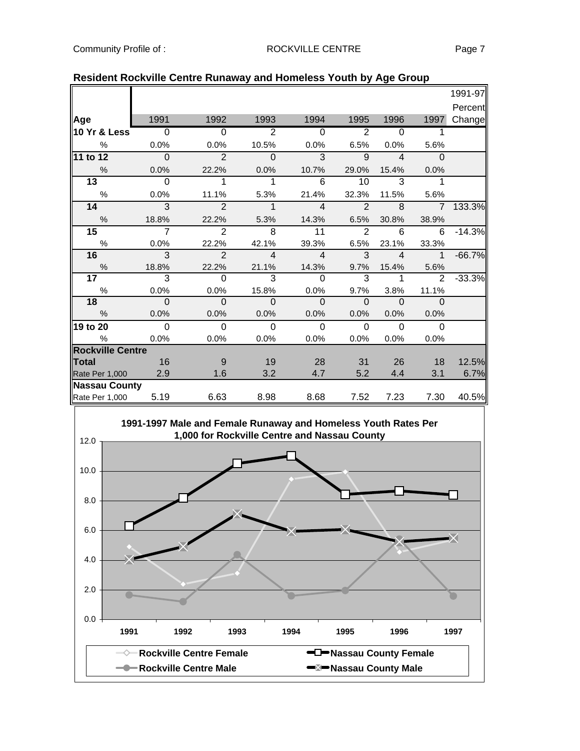## Resident Rockville Centre Runaway and Homeless Youth by Age Group

| Age | 1991 | 1992 | 1993 | 1994 | 1995 | 1996 | 1997 | 1991-97 Percent Change |
|---|---|---|---|---|---|---|---|---|
| **10 Yr & Less** | 0 | 0 | 2 | 0 | 2 | 0 | 1 | |
| % | 0.0% | 0.0% | 10.5% | 0.0% | 6.5% | 0.0% | 5.6% | |
| **11 to 12** | 0 | 2 | 0 | 3 | 9 | 4 | 0 | |
| % | 0.0% | 22.2% | 0.0% | 10.7% | 29.0% | 15.4% | 0.0% | |
| **13** | 0 | 1 | 1 | 6 | 10 | 3 | 1 | |
| % | 0.0% | 11.1% | 5.3% | 21.4% | 32.3% | 11.5% | 5.6% | |
| **14** | 3 | 2 | 1 | 4 | 2 | 8 | 7 | 133.3% |
| % | 18.8% | 22.2% | 5.3% | 14.3% | 6.5% | 30.8% | 38.9% | |
| **15** | 7 | 2 | 8 | 11 | 2 | 6 | 6 | -14.3% |
| % | 0.0% | 22.2% | 42.1% | 39.3% | 6.5% | 23.1% | 33.3% | |
| **16** | 3 | 2 | 4 | 4 | 3 | 4 | 1 | -66.7% |
| % | 18.8% | 22.2% | 21.1% | 14.3% | 9.7% | 15.4% | 5.6% | |
| **17** | 3 | 0 | 3 | 0 | 3 | 1 | 2 | -33.3% |
| % | 0.0% | 0.0% | 15.8% | 0.0% | 9.7% | 3.8% | 11.1% | |
| **18** | 0 | 0 | 0 | 0 | 0 | 0 | 0 | |
| % | 0.0% | 0.0% | 0.0% | 0.0% | 0.0% | 0.0% | 0.0% | |
| **19 to 20** | 0 | 0 | 0 | 0 | 0 | 0 | 0 | |
| % | 0.0% | 0.0% | 0.0% | 0.0% | 0.0% | 0.0% | 0.0% | |
| **Rockville Centre** | | | | | | | | |
| **Total** | 16 | 9 | 19 | 28 | 31 | 26 | 18 | 12.5% |
| Rate Per 1,000 | 2.9 | 1.6 | 3.2 | 4.7 | 5.2 | 4.4 | 3.1 | 6.7% |
| **Nassau County** | | | | | | | | |
| Rate Per 1,000 | 5.19 | 6.63 | 8.98 | 8.68 | 7.52 | 7.23 | 7.30 | 40.5% |

**1991-1997 Male and Female Runaway and Homeless Youth Rates Per 1,000 for Rockville Centre and Nassau County**

Legend: Rockville Centre Female; Rockville Centre Male; Nassau County Female; Nassau County Male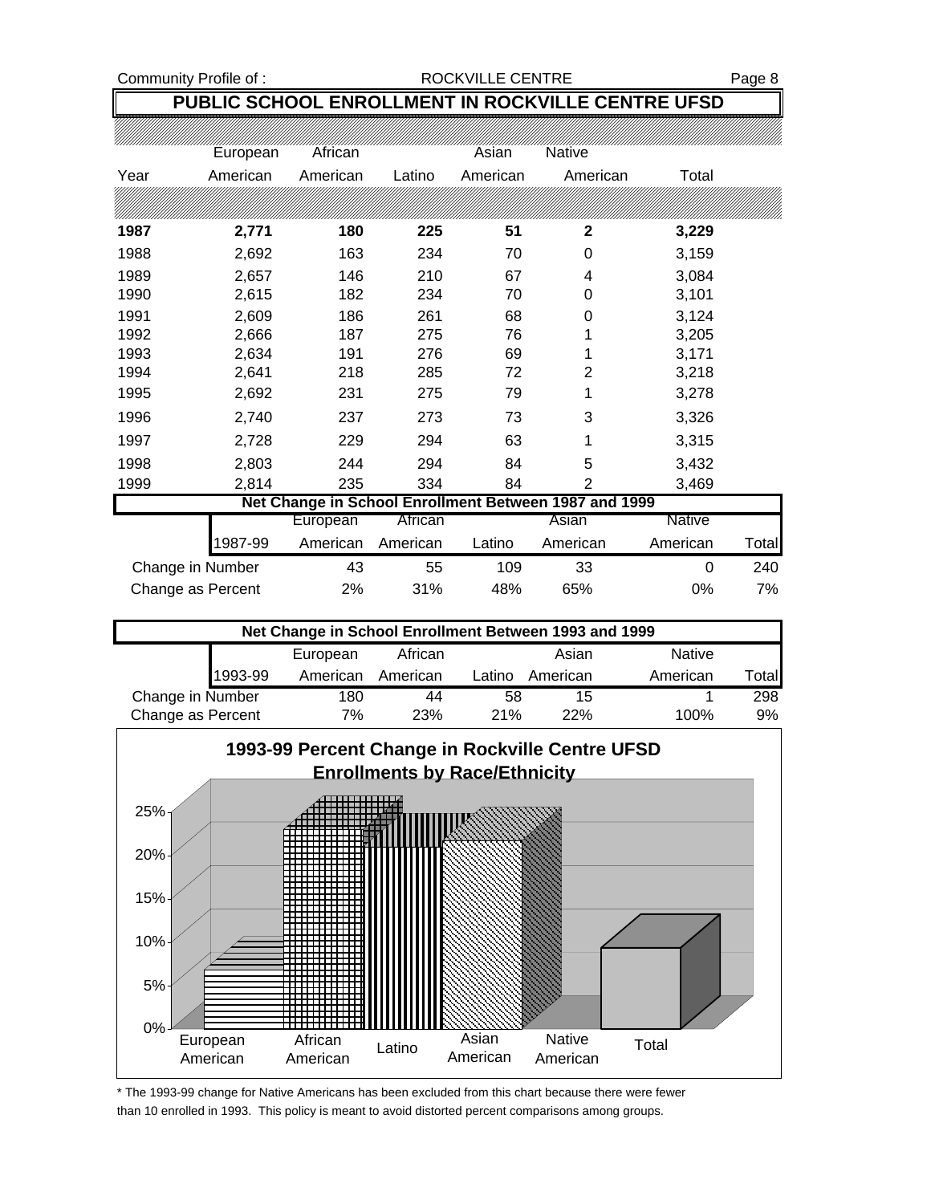# PUBLIC SCHOOL ENROLLMENT IN ROCKVILLE CENTRE UFSD

| Year | European American | African American | Latino | Asian American | Native American | Total |
|---|---|---|---|---|---|---|
| **1987** | **2,771** | **180** | **225** | **51** | **2** | **3,229** |
| 1988 | 2,692 | 163 | 234 | 70 | 0 | 3,159 |
| 1989 | 2,657 | 146 | 210 | 67 | 4 | 3,084 |
| 1990 | 2,615 | 182 | 234 | 70 | 0 | 3,101 |
| 1991 | 2,609 | 186 | 261 | 68 | 0 | 3,124 |
| 1992 | 2,666 | 187 | 275 | 76 | 1 | 3,205 |
| 1993 | 2,634 | 191 | 276 | 69 | 1 | 3,171 |
| 1994 | 2,641 | 218 | 285 | 72 | 2 | 3,218 |
| 1995 | 2,692 | 231 | 275 | 79 | 1 | 3,278 |
| 1996 | 2,740 | 237 | 273 | 73 | 3 | 3,326 |
| 1997 | 2,728 | 229 | 294 | 63 | 1 | 3,315 |
| 1998 | 2,803 | 244 | 294 | 84 | 5 | 3,432 |
| 1999 | 2,814 | 235 | 334 | 84 | 2 | 3,469 |

**Net Change in School Enrollment Between 1987 and 1999**

| 1987-99 | European American | African American | Latino | Asian American | Native American | Total |
|---|---|---|---|---|---|---|
| Change in Number | 43 | 55 | 109 | 33 | 0 | 240 |
| Change as Percent | 2% | 31% | 48% | 65% | 0% | 7% |

**Net Change in School Enrollment Between 1993 and 1999**

| 1993-99 | European American | African American | Latino | Asian American | Native American | Total |
|---|---|---|---|---|---|---|
| Change in Number | 180 | 44 | 58 | 15 | 1 | 298 |
| Change as Percent | 7% | 23% | 21% | 22% | 100% | 9% |

**1993-99 Percent Change in Rockville Centre UFSD Enrollments by Race/Ethnicity**

\* The 1993-99 change for Native Americans has been excluded from this chart because there were fewer than 10 enrolled in 1993. This policy is meant to avoid distorted percent comparisons among groups.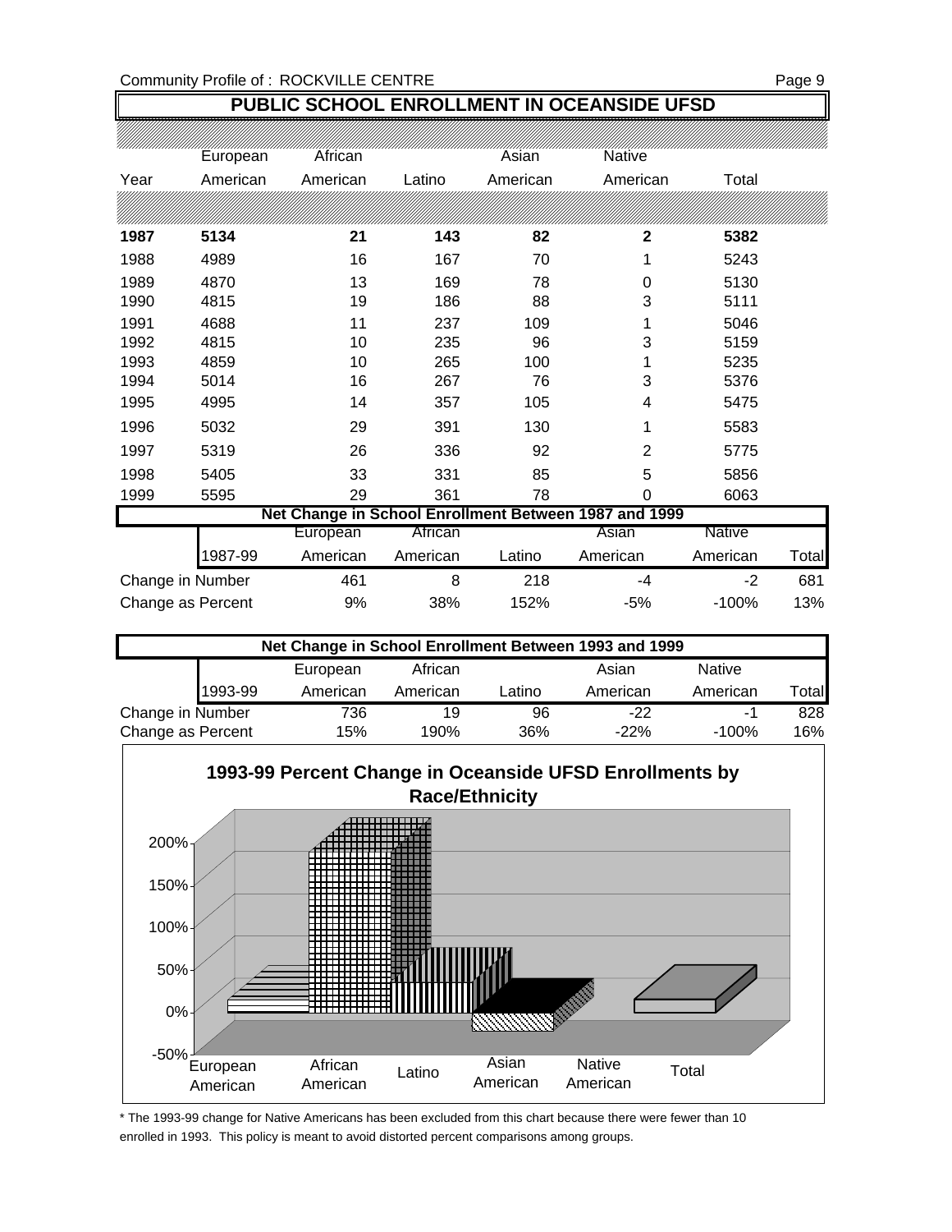## PUBLIC SCHOOL ENROLLMENT IN OCEANSIDE UFSD

| Year | European American | African American | Latino | Asian American | Native American | Total |
|---|---|---|---|---|---|---|
| **1987** | **5134** | **21** | **143** | **82** | **2** | **5382** |
| 1988 | 4989 | 16 | 167 | 70 | 1 | 5243 |
| 1989 | 4870 | 13 | 169 | 78 | 0 | 5130 |
| 1990 | 4815 | 19 | 186 | 88 | 3 | 5111 |
| 1991 | 4688 | 11 | 237 | 109 | 1 | 5046 |
| 1992 | 4815 | 10 | 235 | 96 | 3 | 5159 |
| 1993 | 4859 | 10 | 265 | 100 | 1 | 5235 |
| 1994 | 5014 | 16 | 267 | 76 | 3 | 5376 |
| 1995 | 4995 | 14 | 357 | 105 | 4 | 5475 |
| 1996 | 5032 | 29 | 391 | 130 | 1 | 5583 |
| 1997 | 5319 | 26 | 336 | 92 | 2 | 5775 |
| 1998 | 5405 | 33 | 331 | 85 | 5 | 5856 |
| 1999 | 5595 | 29 | 361 | 78 | 0 | 6063 |

**Net Change in School Enrollment Between 1987 and 1999**

| 1987-99 | European American | African American | Latino | Asian American | Native American | Total |
|---|---|---|---|---|---|---|
| Change in Number | 461 | 8 | 218 | -4 | -2 | 681 |
| Change as Percent | 9% | 38% | 152% | -5% | -100% | 13% |

**Net Change in School Enrollment Between 1993 and 1999**

| 1993-99 | European American | African American | Latino | Asian American | Native American | Total |
|---|---|---|---|---|---|---|
| Change in Number | 736 | 19 | 96 | -22 | -1 | 828 |
| Change as Percent | 15% | 190% | 36% | -22% | -100% | 16% |

**1993-99 Percent Change in Oceanside UFSD Enrollments by Race/Ethnicity**

| | European American | African American | Latino | Asian American | Native American | Total |
|---|---|---|---|---|---|---|
| Percent Change | 15% | 190% | 36% | -22% | | 16% |

\* The 1993-99 change for Native Americans has been excluded from this chart because there were fewer than 10 enrolled in 1993. This policy is meant to avoid distorted percent comparisons among groups.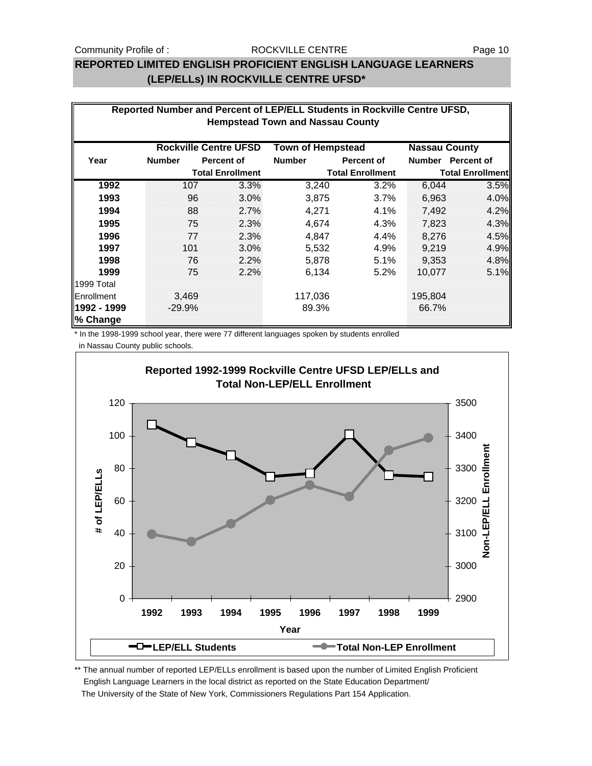## REPORTED LIMITED ENGLISH PROFICIENT ENGLISH LANGUAGE LEARNERS (LEP/ELLs) IN ROCKVILLE CENTRE UFSD*

**Reported Number and Percent of LEP/ELL Students in Rockville Centre UFSD, Hempstead Town and Nassau County**

| | Rockville Centre UFSD | | Town of Hempstead | | Nassau County | |
|---|---|---|---|---|---|---|
| **Year** | **Number** | **Percent of Total Enrollment** | **Number** | **Percent of Total Enrollment** | **Number** | **Percent of Total Enrollment** |
| **1992** | 107 | 3.3% | 3,240 | 3.2% | 6,044 | 3.5% |
| **1993** | 96 | 3.0% | 3,875 | 3.7% | 6,963 | 4.0% |
| **1994** | 88 | 2.7% | 4,271 | 4.1% | 7,492 | 4.2% |
| **1995** | 75 | 2.3% | 4,674 | 4.3% | 7,823 | 4.3% |
| **1996** | 77 | 2.3% | 4,847 | 4.4% | 8,276 | 4.5% |
| **1997** | 101 | 3.0% | 5,532 | 4.9% | 9,219 | 4.9% |
| **1998** | 76 | 2.2% | 5,878 | 5.1% | 9,353 | 4.8% |
| **1999** | 75 | 2.2% | 6,134 | 5.2% | 10,077 | 5.1% |
| 1999 Total Enrollment | 3,469 | | 117,036 | | 195,804 | |
| **1992 - 1999 % Change** | -29.9% | | 89.3% | | 66.7% | |

\* In the 1998-1999 school year, there were 77 different languages spoken by students enrolled in Nassau County public schools.

**Reported 1992-1999 Rockville Centre UFSD LEP/ELLs and Total Non-LEP/ELL Enrollment**

| Year | 1992 | 1993 | 1994 | 1995 | 1996 | 1997 | 1998 | 1999 |
|---|---|---|---|---|---|---|---|---|
| LEP/ELL Students | 107 | 96 | 88 | 75 | 77 | 101 | 76 | 75 |

\*\* The annual number of reported LEP/ELLs enrollment is based upon the number of Limited English Proficient English Language Learners in the local district as reported on the State Education Department/ The University of the State of New York, Commissioners Regulations Part 154 Application.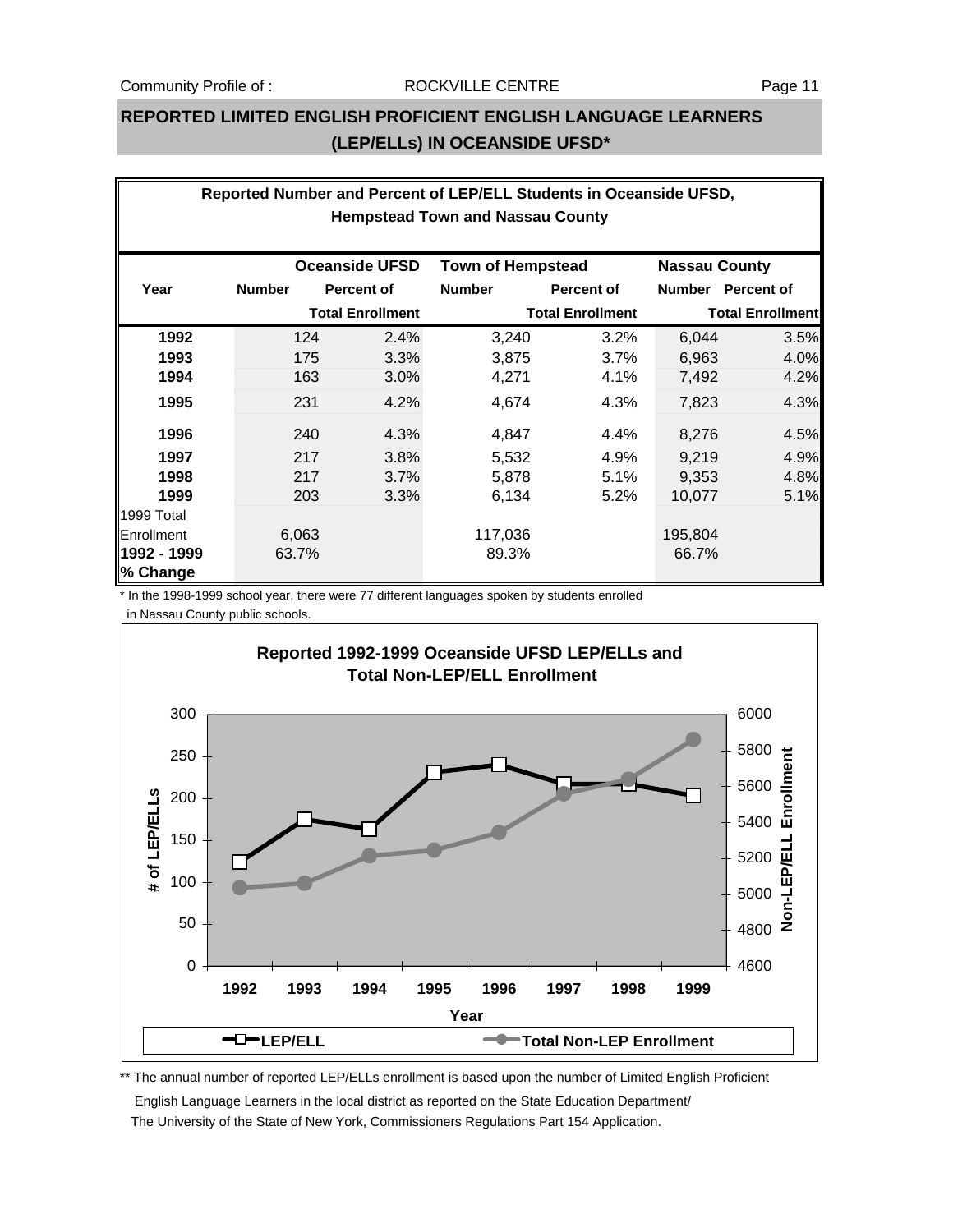## REPORTED LIMITED ENGLISH PROFICIENT ENGLISH LANGUAGE LEARNERS (LEP/ELLs) IN OCEANSIDE UFSD*

**Reported Number and Percent of LEP/ELL Students in Oceanside UFSD, Hempstead Town and Nassau County**

| Year | Oceanside UFSD Number | Oceanside UFSD Percent of Total Enrollment | Town of Hempstead Number | Town of Hempstead Percent of Total Enrollment | Nassau County Number | Nassau County Percent of Total Enrollment |
|---|---|---|---|---|---|---|
| **1992** | 124 | 2.4% | 3,240 | 3.2% | 6,044 | 3.5% |
| **1993** | 175 | 3.3% | 3,875 | 3.7% | 6,963 | 4.0% |
| **1994** | 163 | 3.0% | 4,271 | 4.1% | 7,492 | 4.2% |
| **1995** | 231 | 4.2% | 4,674 | 4.3% | 7,823 | 4.3% |
| **1996** | 240 | 4.3% | 4,847 | 4.4% | 8,276 | 4.5% |
| **1997** | 217 | 3.8% | 5,532 | 4.9% | 9,219 | 4.9% |
| **1998** | 217 | 3.7% | 5,878 | 5.1% | 9,353 | 4.8% |
| **1999** | 203 | 3.3% | 6,134 | 5.2% | 10,077 | 5.1% |
| 1999 Total Enrollment | 6,063 | | 117,036 | | 195,804 | |
| **1992 - 1999 % Change** | 63.7% | | 89.3% | | 66.7% | |

\* In the 1998-1999 school year, there were 77 different languages spoken by students enrolled in Nassau County public schools.

**Reported 1992-1999 Oceanside UFSD LEP/ELLs and Total Non-LEP/ELL Enrollment**

\*\* The annual number of reported LEP/ELLs enrollment is based upon the number of Limited English Proficient English Language Learners in the local district as reported on the State Education Department/ The University of the State of New York, Commissioners Regulations Part 154 Application.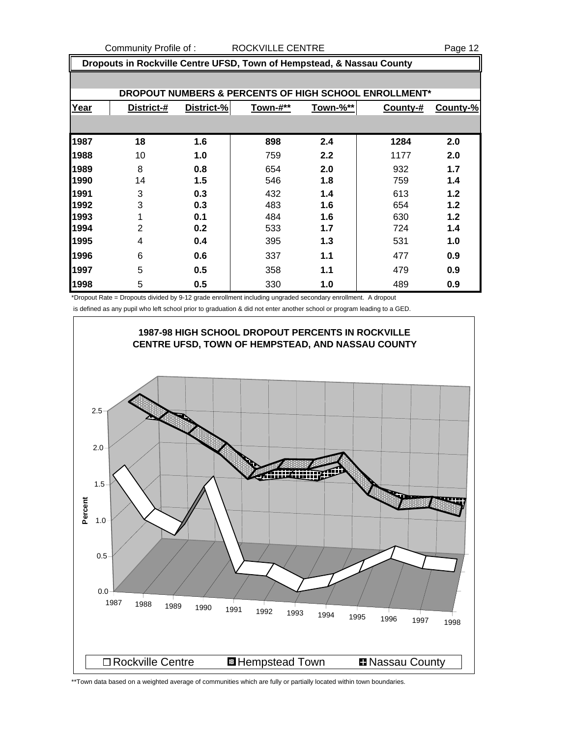Community Profile of : ROCKVILLE CENTRE

## Dropouts in Rockville Centre UFSD, Town of Hempstead, & Nassau County

### DROPOUT NUMBERS & PERCENTS OF HIGH SCHOOL ENROLLMENT*

| Year | District-# | District-% | Town-#** | Town-%** | County-# | County-% |
|---|---|---|---|---|---|---|
| 1987 | 18 | 1.6 | 898 | 2.4 | 1284 | 2.0 |
| 1988 | 10 | 1.0 | 759 | 2.2 | 1177 | 2.0 |
| 1989 | 8 | 0.8 | 654 | 2.0 | 932 | 1.7 |
| 1990 | 14 | 1.5 | 546 | 1.8 | 759 | 1.4 |
| 1991 | 3 | 0.3 | 432 | 1.4 | 613 | 1.2 |
| 1992 | 3 | 0.3 | 483 | 1.6 | 654 | 1.2 |
| 1993 | 1 | 0.1 | 484 | 1.6 | 630 | 1.2 |
| 1994 | 2 | 0.2 | 533 | 1.7 | 724 | 1.4 |
| 1995 | 4 | 0.4 | 395 | 1.3 | 531 | 1.0 |
| 1996 | 6 | 0.6 | 337 | 1.1 | 477 | 0.9 |
| 1997 | 5 | 0.5 | 358 | 1.1 | 479 | 0.9 |
| 1998 | 5 | 0.5 | 330 | 1.0 | 489 | 0.9 |

*Dropout Rate = Dropouts divided by 9-12 grade enrollment including ungraded secondary enrollment. A dropout is defined as any pupil who left school prior to graduation & did not enter another school or program leading to a GED.

**1987-98 HIGH SCHOOL DROPOUT PERCENTS IN ROCKVILLE CENTRE UFSD, TOWN OF HEMPSTEAD, AND NASSAU COUNTY**

Legend: Rockville Centre, Hempstead Town, Nassau County

**Town data based on a weighted average of communities which are fully or partially located within town boundaries.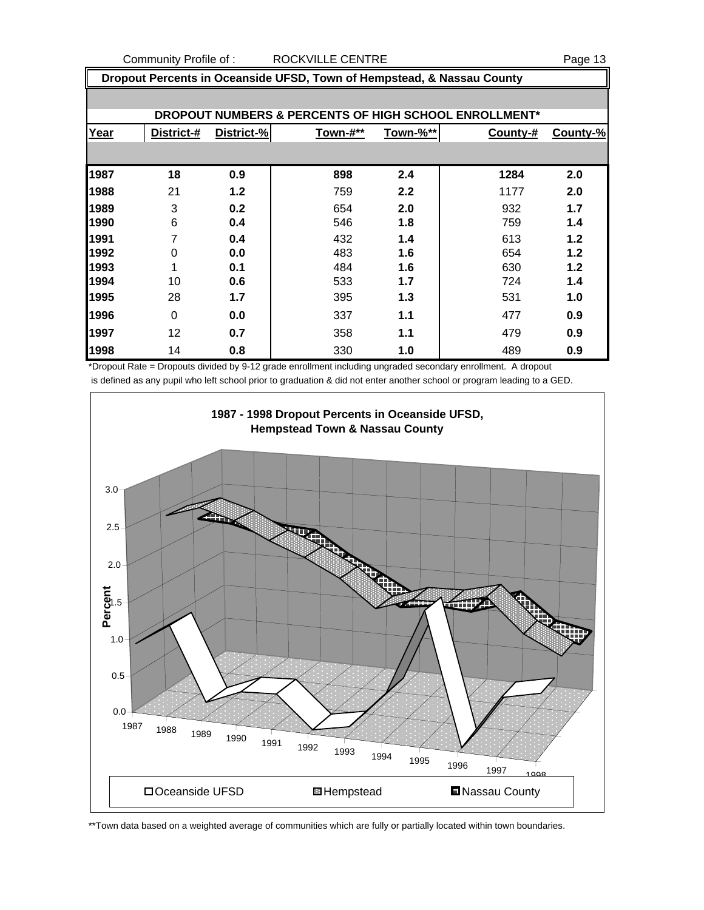## Dropout Percents in Oceanside UFSD, Town of Hempstead, & Nassau County

### DROPOUT NUMBERS & PERCENTS OF HIGH SCHOOL ENROLLMENT*

| Year | District-# | District-% | Town-#** | Town-%** | County-# | County-% |
|---|---|---|---|---|---|---|
| 1987 | 18 | 0.9 | 898 | 2.4 | 1284 | 2.0 |
| 1988 | 21 | 1.2 | 759 | 2.2 | 1177 | 2.0 |
| 1989 | 3 | 0.2 | 654 | 2.0 | 932 | 1.7 |
| 1990 | 6 | 0.4 | 546 | 1.8 | 759 | 1.4 |
| 1991 | 7 | 0.4 | 432 | 1.4 | 613 | 1.2 |
| 1992 | 0 | 0.0 | 483 | 1.6 | 654 | 1.2 |
| 1993 | 1 | 0.1 | 484 | 1.6 | 630 | 1.2 |
| 1994 | 10 | 0.6 | 533 | 1.7 | 724 | 1.4 |
| 1995 | 28 | 1.7 | 395 | 1.3 | 531 | 1.0 |
| 1996 | 0 | 0.0 | 337 | 1.1 | 477 | 0.9 |
| 1997 | 12 | 0.7 | 358 | 1.1 | 479 | 0.9 |
| 1998 | 14 | 0.8 | 330 | 1.0 | 489 | 0.9 |

*Dropout Rate = Dropouts divided by 9-12 grade enrollment including ungraded secondary enrollment. A dropout is defined as any pupil who left school prior to graduation & did not enter another school or program leading to a GED.

**1987 - 1998 Dropout Percents in Oceanside UFSD, Hempstead Town & Nassau County**

Legend: Oceanside UFSD, Hempstead, Nassau County

**Town data based on a weighted average of communities which are fully or partially located within town boundaries.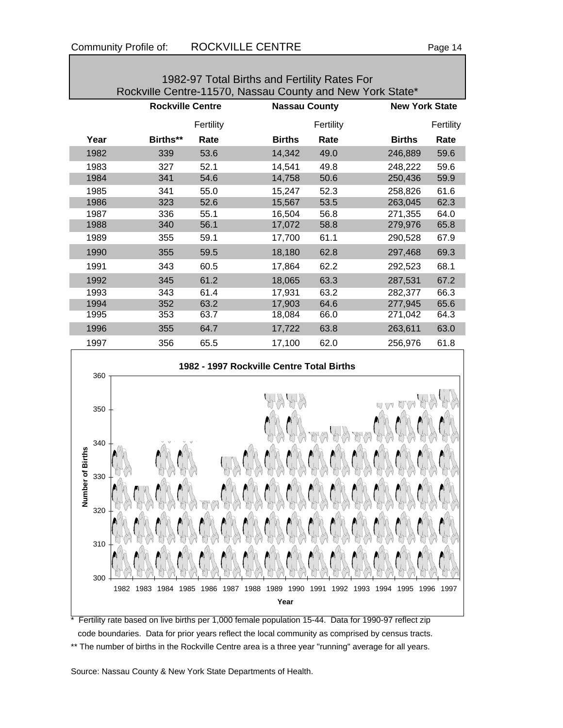## 1982-97 Total Births and Fertility Rates For Rockville Centre-11570, Nassau County and New York State*

| | Rockville Centre | | Nassau County | | New York State | |
|---|---|---|---|---|---|---|
| Year | Births** | Fertility Rate | Births | Fertility Rate | Births | Fertility Rate |
| 1982 | 339 | 53.6 | 14,342 | 49.0 | 246,889 | 59.6 |
| 1983 | 327 | 52.1 | 14,541 | 49.8 | 248,222 | 59.6 |
| 1984 | 341 | 54.6 | 14,758 | 50.6 | 250,436 | 59.9 |
| 1985 | 341 | 55.0 | 15,247 | 52.3 | 258,826 | 61.6 |
| 1986 | 323 | 52.6 | 15,567 | 53.5 | 263,045 | 62.3 |
| 1987 | 336 | 55.1 | 16,504 | 56.8 | 271,355 | 64.0 |
| 1988 | 340 | 56.1 | 17,072 | 58.8 | 279,976 | 65.8 |
| 1989 | 355 | 59.1 | 17,700 | 61.1 | 290,528 | 67.9 |
| 1990 | 355 | 59.5 | 18,180 | 62.8 | 297,468 | 69.3 |
| 1991 | 343 | 60.5 | 17,864 | 62.2 | 292,523 | 68.1 |
| 1992 | 345 | 61.2 | 18,065 | 63.3 | 287,531 | 67.2 |
| 1993 | 343 | 61.4 | 17,931 | 63.2 | 282,377 | 66.3 |
| 1994 | 352 | 63.2 | 17,903 | 64.6 | 277,945 | 65.6 |
| 1995 | 353 | 63.7 | 18,084 | 66.0 | 271,042 | 64.3 |
| 1996 | 355 | 64.7 | 17,722 | 63.8 | 263,611 | 63.0 |
| 1997 | 356 | 65.5 | 17,100 | 62.0 | 256,976 | 61.8 |

**1982 - 1997 Rockville Centre Total Births**

* Fertility rate based on live births per 1,000 female population 15-44. Data for 1990-97 reflect zip code boundaries. Data for prior years reflect the local community as comprised by census tracts.

** The number of births in the Rockville Centre area is a three year "running" average for all years.

Source: Nassau County & New York State Departments of Health.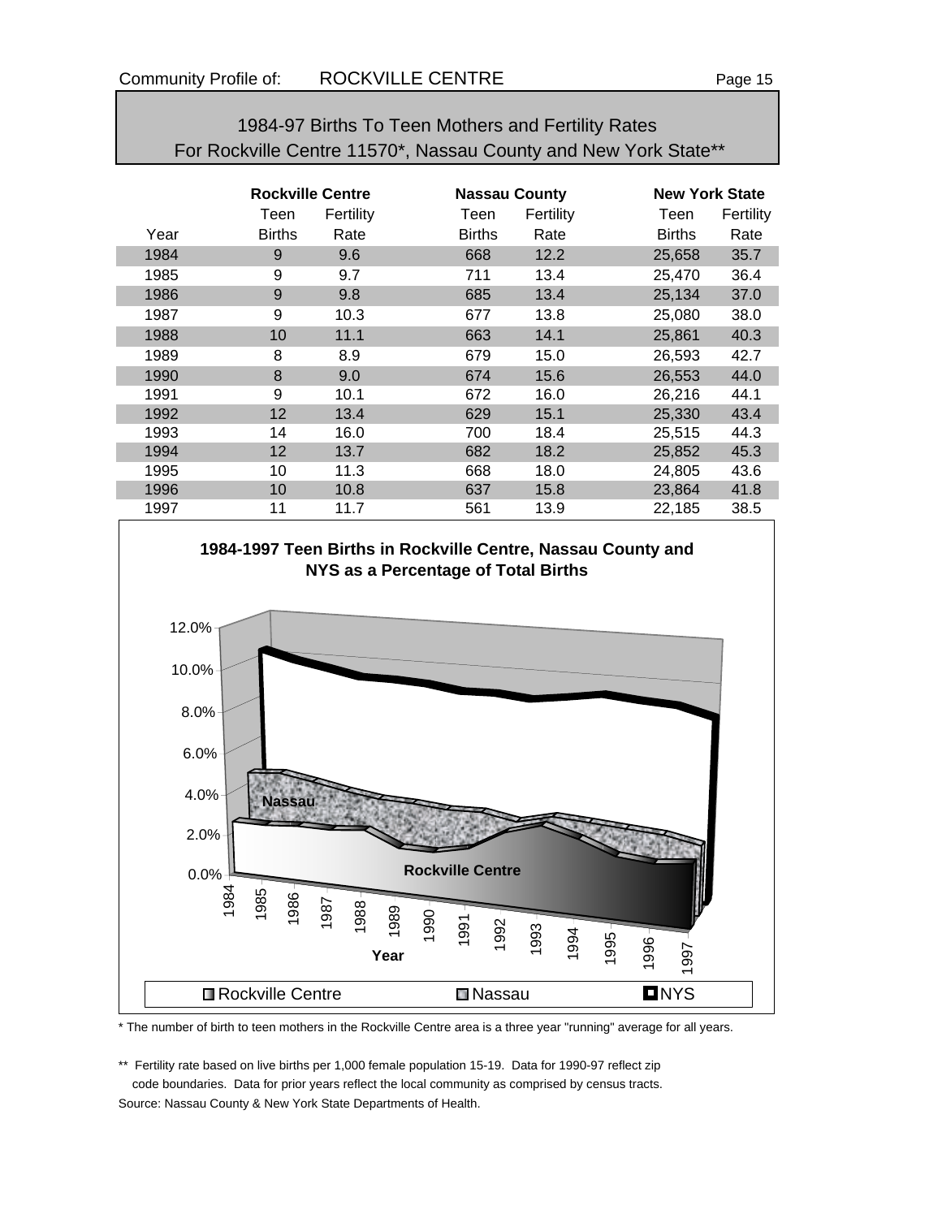Community Profile of: ROCKVILLE CENTRE

## 1984-97 Births To Teen Mothers and Fertility Rates
## For Rockville Centre 11570*, Nassau County and New York State**

| | Rockville Centre | | Nassau County | | New York State | |
|---|---|---|---|---|---|---|
| Year | Teen Births | Fertility Rate | Teen Births | Fertility Rate | Teen Births | Fertility Rate |
| 1984 | 9 | 9.6 | 668 | 12.2 | 25,658 | 35.7 |
| 1985 | 9 | 9.7 | 711 | 13.4 | 25,470 | 36.4 |
| 1986 | 9 | 9.8 | 685 | 13.4 | 25,134 | 37.0 |
| 1987 | 9 | 10.3 | 677 | 13.8 | 25,080 | 38.0 |
| 1988 | 10 | 11.1 | 663 | 14.1 | 25,861 | 40.3 |
| 1989 | 8 | 8.9 | 679 | 15.0 | 26,593 | 42.7 |
| 1990 | 8 | 9.0 | 674 | 15.6 | 26,553 | 44.0 |
| 1991 | 9 | 10.1 | 672 | 16.0 | 26,216 | 44.1 |
| 1992 | 12 | 13.4 | 629 | 15.1 | 25,330 | 43.4 |
| 1993 | 14 | 16.0 | 700 | 18.4 | 25,515 | 44.3 |
| 1994 | 12 | 13.7 | 682 | 18.2 | 25,852 | 45.3 |
| 1995 | 10 | 11.3 | 668 | 18.0 | 24,805 | 43.6 |
| 1996 | 10 | 10.8 | 637 | 15.8 | 23,864 | 41.8 |
| 1997 | 11 | 11.7 | 561 | 13.9 | 22,185 | 38.5 |

**1984-1997 Teen Births in Rockville Centre, Nassau County and NYS as a Percentage of Total Births**

\* The number of birth to teen mothers in the Rockville Centre area is a three year "running" average for all years.

\*\* Fertility rate based on live births per 1,000 female population 15-19. Data for 1990-97 reflect zip code boundaries. Data for prior years reflect the local community as comprised by census tracts.

Source: Nassau County & New York State Departments of Health.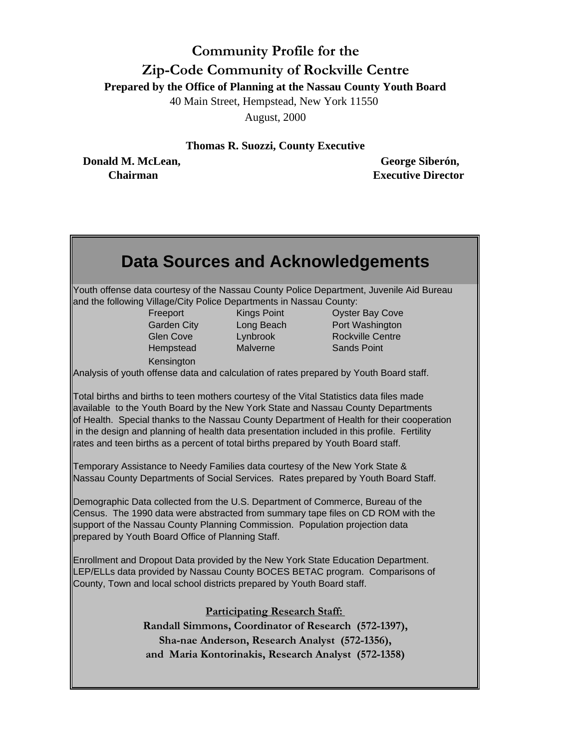# Community Profile for the

# Zip-Code Community of Rockville Centre

**Prepared by the Office of Planning at the Nassau County Youth Board**

40 Main Street, Hempstead, New York 11550

August, 2000

**Thomas R. Suozzi, County Executive**

**Donald M. McLean, Chairman**

**George Siberón, Executive Director**

## Data Sources and Acknowledgements

Youth offense data courtesy of the Nassau County Police Department, Juvenile Aid Bureau and the following Village/City Police Departments in Nassau County:

| | | |
|---|---|---|
| Freeport | Kings Point | Oyster Bay Cove |
| Garden City | Long Beach | Port Washington |
| Glen Cove | Lynbrook | Rockville Centre |
| Hempstead | Malverne | Sands Point |
| Kensington | | |

Analysis of youth offense data and calculation of rates prepared by Youth Board staff.

Total births and births to teen mothers courtesy of the Vital Statistics data files made available to the Youth Board by the New York State and Nassau County Departments of Health. Special thanks to the Nassau County Department of Health for their cooperation in the design and planning of health data presentation included in this profile. Fertility rates and teen births as a percent of total births prepared by Youth Board staff.

Temporary Assistance to Needy Families data courtesy of the New York State & Nassau County Departments of Social Services. Rates prepared by Youth Board Staff.

Demographic Data collected from the U.S. Department of Commerce, Bureau of the Census. The 1990 data were abstracted from summary tape files on CD ROM with the support of the Nassau County Planning Commission. Population projection data prepared by Youth Board Office of Planning Staff.

Enrollment and Dropout Data provided by the New York State Education Department. LEP/ELLs data provided by Nassau County BOCES BETAC program. Comparisons of County, Town and local school districts prepared by Youth Board staff.

**Participating Research Staff:**

**Randall Simmons, Coordinator of Research (572-1397),**
**Sha-nae Anderson, Research Analyst (572-1356),**
**and Maria Kontorinakis, Research Analyst (572-1358)**